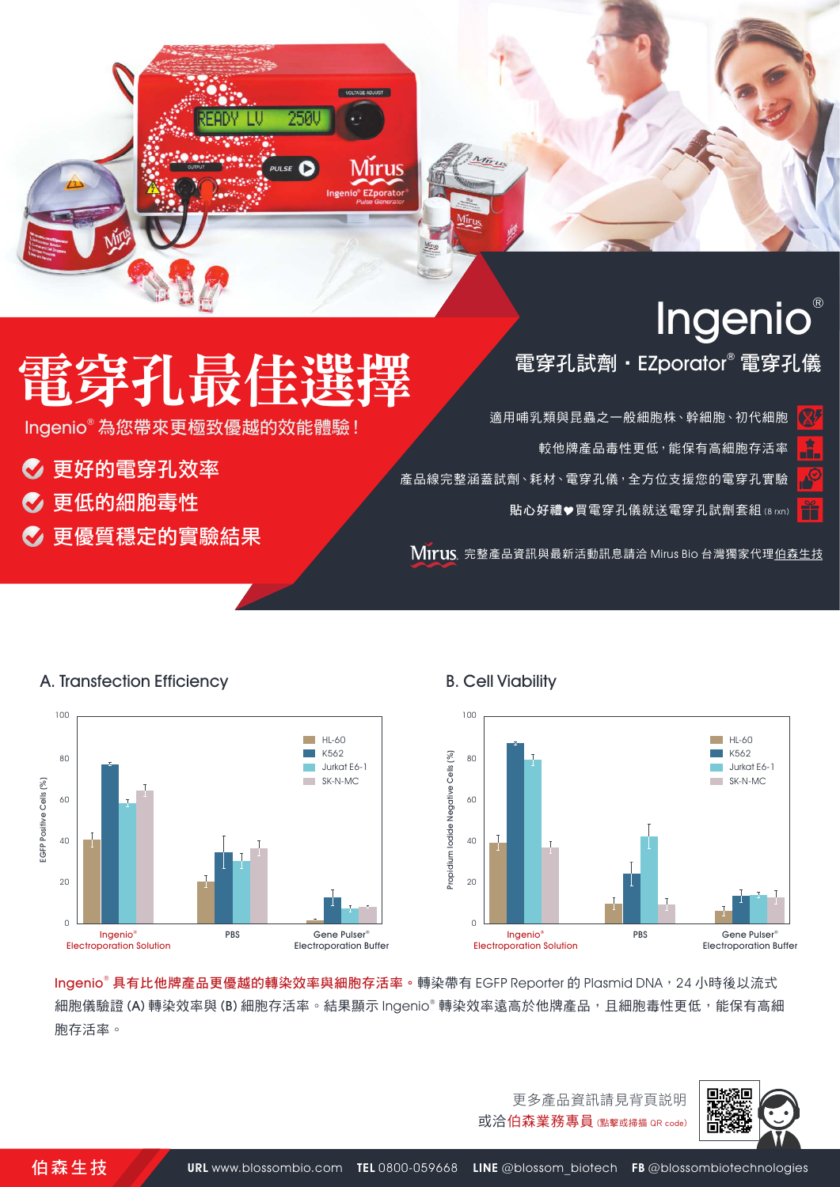# 電穿孔最佳選擇

Ingenio® 為您帶來更極致優越的效能體驗！

- 更好的電穿孔效率
- 更低的細胞毒性
- 更優質穩定的實驗結果

## Ingenio®

### 電穿孔試劑・EZporator® 電穿孔儀

- 適用哺乳類與昆蟲之一般細胞株、幹細胞、初代細胞
- 較他牌產品毒性更低，能保有高細胞存活率
- 產品線完整涵蓋試劑、耗材、電穿孔儀，全方位支援您的電穿孔實驗
- 貼心好禮♥買電穿孔儀就送電穿孔試劑套組 (8 rxn)

Mirus 完整產品資訊與最新活動訊息請洽 Mirus Bio 台灣獨家代理伯森生技

**A. Transfection Efficiency**

**B. Cell Viability**

Ingenio® 具有比他牌產品更優越的轉染效率與細胞存活率。轉染帶有 EGFP Reporter 的 Plasmid DNA，24 小時後以流式細胞儀驗證 (A) 轉染效率與 (B) 細胞存活率。結果顯示 Ingenio® 轉染效率遠高於他牌產品，且細胞毒性更低，能保有高細胞存活率。

更多產品資訊請見背頁說明

或洽伯森業務專員 (點擊或掃描 QR code)

伯森生技 URL www.blossombio.com TEL 0800-059668 LINE @blossom_biotech FB @blossombiotechnologies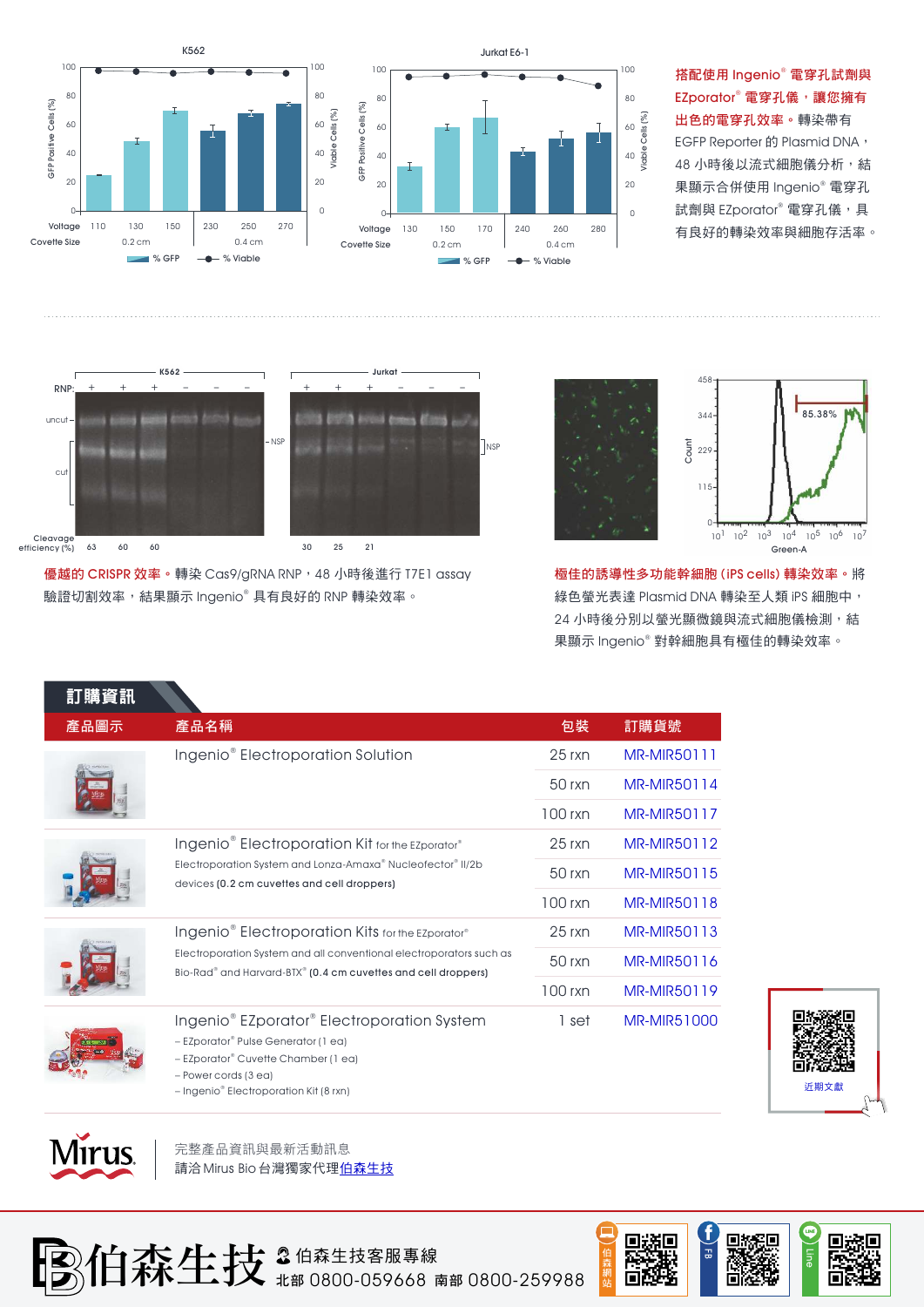K562

100 80 60 40 20 0

GFP Positive Cells (%)

Viable Cells (%)

Voltage 110 130 150 230 250 270

Covette Size 0.2 cm 0.4 cm

% GFP % Viable

Jurkat E6-1

100 80 60 40 20 0

GFP Positive Cells (%)

Viable Cells (%)

Voltage 130 150 170 240 260 280

Covette Size 0.2 cm 0.4 cm

% GFP % Viable

**搭配使用 Ingenio® 電穿孔試劑與 EZporator® 電穿孔儀，讓您擁有出色的電穿孔效率。**轉染帶有 EGFP Reporter 的 Plasmid DNA，48 小時後以流式細胞儀分析，結果顯示合併使用 Ingenio® 電穿孔試劑與 EZporator® 電穿孔儀，具有良好的轉染效率與細胞存活率。

K562 Jurkat

RNP: + + + – – – + + + – – –

uncut

cut

NSP

NSP

Cleavage efficiency (%) 63 60 60 30 25 21

**優越的 CRISPR 效率。**轉染 Cas9/gRNA RNP，48 小時後進行 T7E1 assay 驗證切割效率，結果顯示 Ingenio® 具有良好的 RNP 轉染效率。

Count

458 344 229 115 0

85.38%

Green-A

$10^1$ $10^2$ $10^3$ $10^4$ $10^5$ $10^6$ $10^7$

**極佳的誘導性多功能幹細胞 (iPS cells) 轉染效率。**將綠色螢光表達 Plasmid DNA 轉染至人類 iPS 細胞中，24 小時後分別以螢光顯微鏡與流式細胞儀檢測，結果顯示 Ingenio® 對幹細胞具有極佳的轉染效率。

## 訂購資訊

| 產品圖示 | 產品名稱 | 包裝 | 訂購貨號 |
|---|---|---|---|
| | Ingenio® Electroporation Solution | 25 rxn | MR-MIR50111 |
| | | 50 rxn | MR-MIR50114 |
| | | 100 rxn | MR-MIR50117 |
| | Ingenio® Electroporation Kit for the EZporator® Electroporation System and Lonza-Amaxa® Nucleofector® II/2b devices (0.2 cm cuvettes and cell droppers) | 25 rxn | MR-MIR50112 |
| | | 50 rxn | MR-MIR50115 |
| | | 100 rxn | MR-MIR50118 |
| | Ingenio® Electroporation Kits for the EZporator® Electroporation System and all conventional electroporators such as Bio-Rad® and Harvard-BTX® (0.4 cm cuvettes and cell droppers) | 25 rxn | MR-MIR50113 |
| | | 50 rxn | MR-MIR50116 |
| | | 100 rxn | MR-MIR50119 |
| | Ingenio® EZporator® Electroporation System<br>– EZporator® Pulse Generator (1 ea)<br>– EZporator® Cuvette Chamber (1 ea)<br>– Power cords (3 ea)<br>– Ingenio® Electroporation Kit (8 rxn) | 1 set | MR-MIR51000 |

近期文獻

Mirus

完整產品資訊與最新活動訊息
請洽 Mirus Bio 台灣獨家代理伯森生技

伯森生技

伯森生技客服專線
北部 0800-059668 南部 0800-259988

伯森網站 FB Line